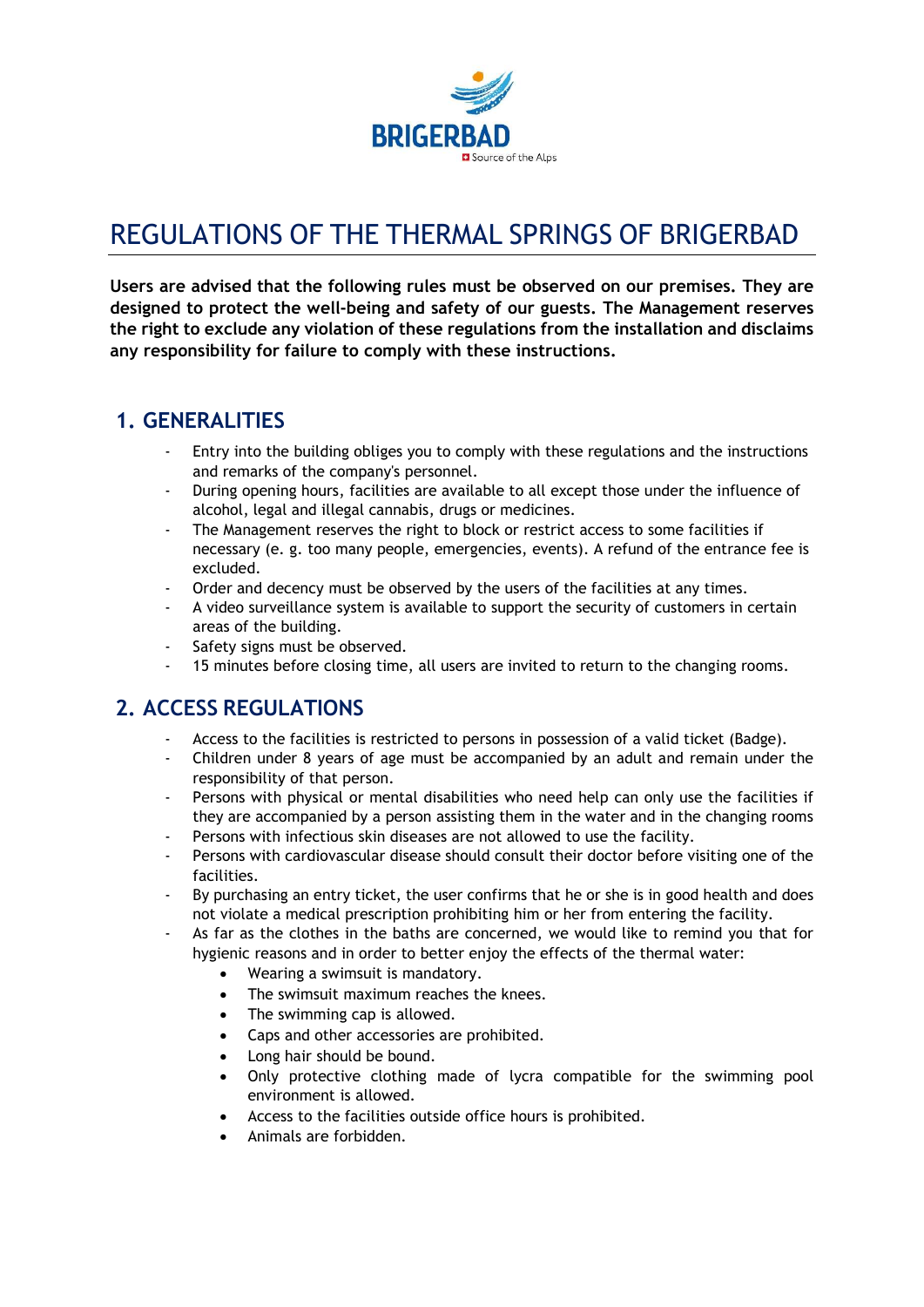# REGULATIONS OF THE THERMAL SPRINGS OF BRIGERBAD

**Users are advised that the following rules must be observed on our premises. They are designed to protect the well-being and safety of our guests. The Management reserves the right to exclude any violation of these regulations from the installation and disclaims any responsibility for failure to comply with these instructions.**

## 1. GENERALITIES

- Entry into the building obliges you to comply with these regulations and the instructions and remarks of the company's personnel.
- During opening hours, facilities are available to all except those under the influence of alcohol, legal and illegal cannabis, drugs or medicines.
- The Management reserves the right to block or restrict access to some facilities if necessary (e. g. too many people, emergencies, events). A refund of the entrance fee is excluded.
- Order and decency must be observed by the users of the facilities at any times.
- A video surveillance system is available to support the security of customers in certain areas of the building.
- Safety signs must be observed.
- 15 minutes before closing time, all users are invited to return to the changing rooms.

## 2. ACCESS REGULATIONS

- Access to the facilities is restricted to persons in possession of a valid ticket (Badge).
- Children under 8 years of age must be accompanied by an adult and remain under the responsibility of that person.
- Persons with physical or mental disabilities who need help can only use the facilities if they are accompanied by a person assisting them in the water and in the changing rooms
- Persons with infectious skin diseases are not allowed to use the facility.
- Persons with cardiovascular disease should consult their doctor before visiting one of the facilities.
- By purchasing an entry ticket, the user confirms that he or she is in good health and does not violate a medical prescription prohibiting him or her from entering the facility.
- As far as the clothes in the baths are concerned, we would like to remind you that for hygienic reasons and in order to better enjoy the effects of the thermal water:
  - Wearing a swimsuit is mandatory.
  - The swimsuit maximum reaches the knees.
  - The swimming cap is allowed.
  - Caps and other accessories are prohibited.
  - Long hair should be bound.
  - Only protective clothing made of lycra compatible for the swimming pool environment is allowed.
  - Access to the facilities outside office hours is prohibited.
  - Animals are forbidden.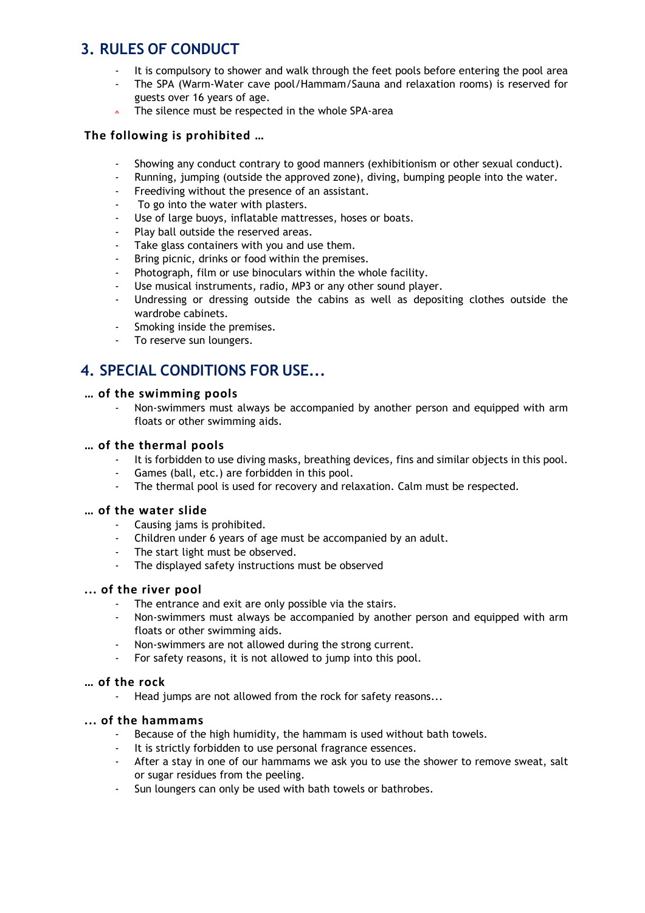## 3. RULES OF CONDUCT

- It is compulsory to shower and walk through the feet pools before entering the pool area
- The SPA (Warm-Water cave pool/Hammam/Sauna and relaxation rooms) is reserved for guests over 16 years of age.
- The silence must be respected in the whole SPA-area

### The following is prohibited …

- Showing any conduct contrary to good manners (exhibitionism or other sexual conduct).
- Running, jumping (outside the approved zone), diving, bumping people into the water.
- Freediving without the presence of an assistant.
- To go into the water with plasters.
- Use of large buoys, inflatable mattresses, hoses or boats.
- Play ball outside the reserved areas.
- Take glass containers with you and use them.
- Bring picnic, drinks or food within the premises.
- Photograph, film or use binoculars within the whole facility.
- Use musical instruments, radio, MP3 or any other sound player.
- Undressing or dressing outside the cabins as well as depositing clothes outside the wardrobe cabinets.
- Smoking inside the premises.
- To reserve sun loungers.

## 4. SPECIAL CONDITIONS FOR USE…

### … of the swimming pools

- Non-swimmers must always be accompanied by another person and equipped with arm floats or other swimming aids.

### … of the thermal pools

- It is forbidden to use diving masks, breathing devices, fins and similar objects in this pool.
- Games (ball, etc.) are forbidden in this pool.
- The thermal pool is used for recovery and relaxation. Calm must be respected.

### … of the water slide

- Causing jams is prohibited.
- Children under 6 years of age must be accompanied by an adult.
- The start light must be observed.
- The displayed safety instructions must be observed

### ... of the river pool

- The entrance and exit are only possible via the stairs.
- Non-swimmers must always be accompanied by another person and equipped with arm floats or other swimming aids.
- Non-swimmers are not allowed during the strong current.
- For safety reasons, it is not allowed to jump into this pool.

### … of the rock

- Head jumps are not allowed from the rock for safety reasons...

### ... of the hammams

- Because of the high humidity, the hammam is used without bath towels.
- It is strictly forbidden to use personal fragrance essences.
- After a stay in one of our hammams we ask you to use the shower to remove sweat, salt or sugar residues from the peeling.
- Sun loungers can only be used with bath towels or bathrobes.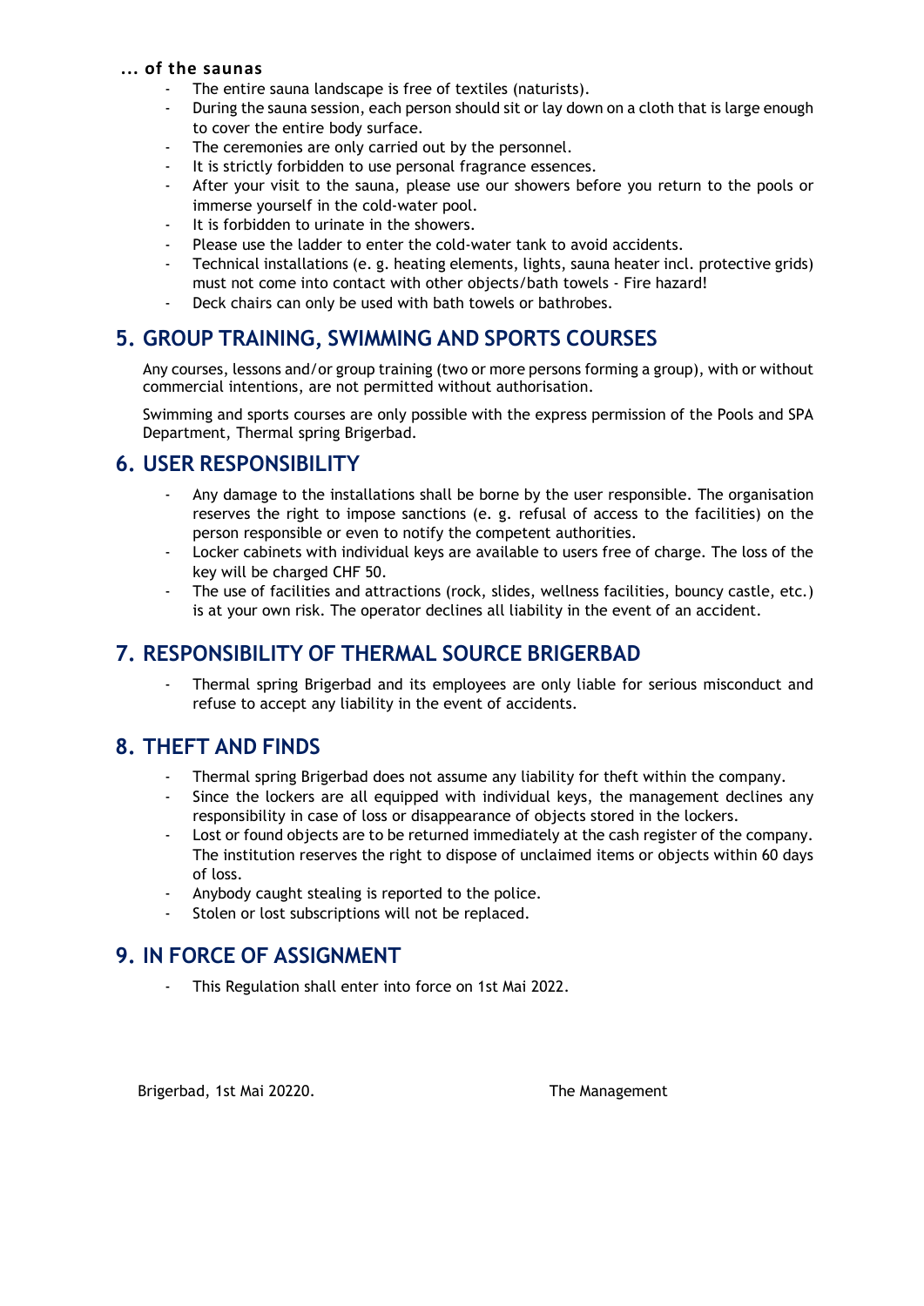**... of the saunas**

- The entire sauna landscape is free of textiles (naturists).
- During the sauna session, each person should sit or lay down on a cloth that is large enough to cover the entire body surface.
- The ceremonies are only carried out by the personnel.
- It is strictly forbidden to use personal fragrance essences.
- After your visit to the sauna, please use our showers before you return to the pools or immerse yourself in the cold-water pool.
- It is forbidden to urinate in the showers.
- Please use the ladder to enter the cold-water tank to avoid accidents.
- Technical installations (e. g. heating elements, lights, sauna heater incl. protective grids) must not come into contact with other objects/bath towels - Fire hazard!
- Deck chairs can only be used with bath towels or bathrobes.

## 5. GROUP TRAINING, SWIMMING AND SPORTS COURSES

Any courses, lessons and/or group training (two or more persons forming a group), with or without commercial intentions, are not permitted without authorisation.

Swimming and sports courses are only possible with the express permission of the Pools and SPA Department, Thermal spring Brigerbad.

## 6. USER RESPONSIBILITY

- Any damage to the installations shall be borne by the user responsible. The organisation reserves the right to impose sanctions (e. g. refusal of access to the facilities) on the person responsible or even to notify the competent authorities.
- Locker cabinets with individual keys are available to users free of charge. The loss of the key will be charged CHF 50.
- The use of facilities and attractions (rock, slides, wellness facilities, bouncy castle, etc.) is at your own risk. The operator declines all liability in the event of an accident.

## 7. RESPONSIBILITY OF THERMAL SOURCE BRIGERBAD

- Thermal spring Brigerbad and its employees are only liable for serious misconduct and refuse to accept any liability in the event of accidents.

## 8. THEFT AND FINDS

- Thermal spring Brigerbad does not assume any liability for theft within the company.
- Since the lockers are all equipped with individual keys, the management declines any responsibility in case of loss or disappearance of objects stored in the lockers.
- Lost or found objects are to be returned immediately at the cash register of the company. The institution reserves the right to dispose of unclaimed items or objects within 60 days of loss.
- Anybody caught stealing is reported to the police.
- Stolen or lost subscriptions will not be replaced.

## 9. IN FORCE OF ASSIGNMENT

- This Regulation shall enter into force on 1st Mai 2022.

Brigerbad, 1st Mai 20220. The Management